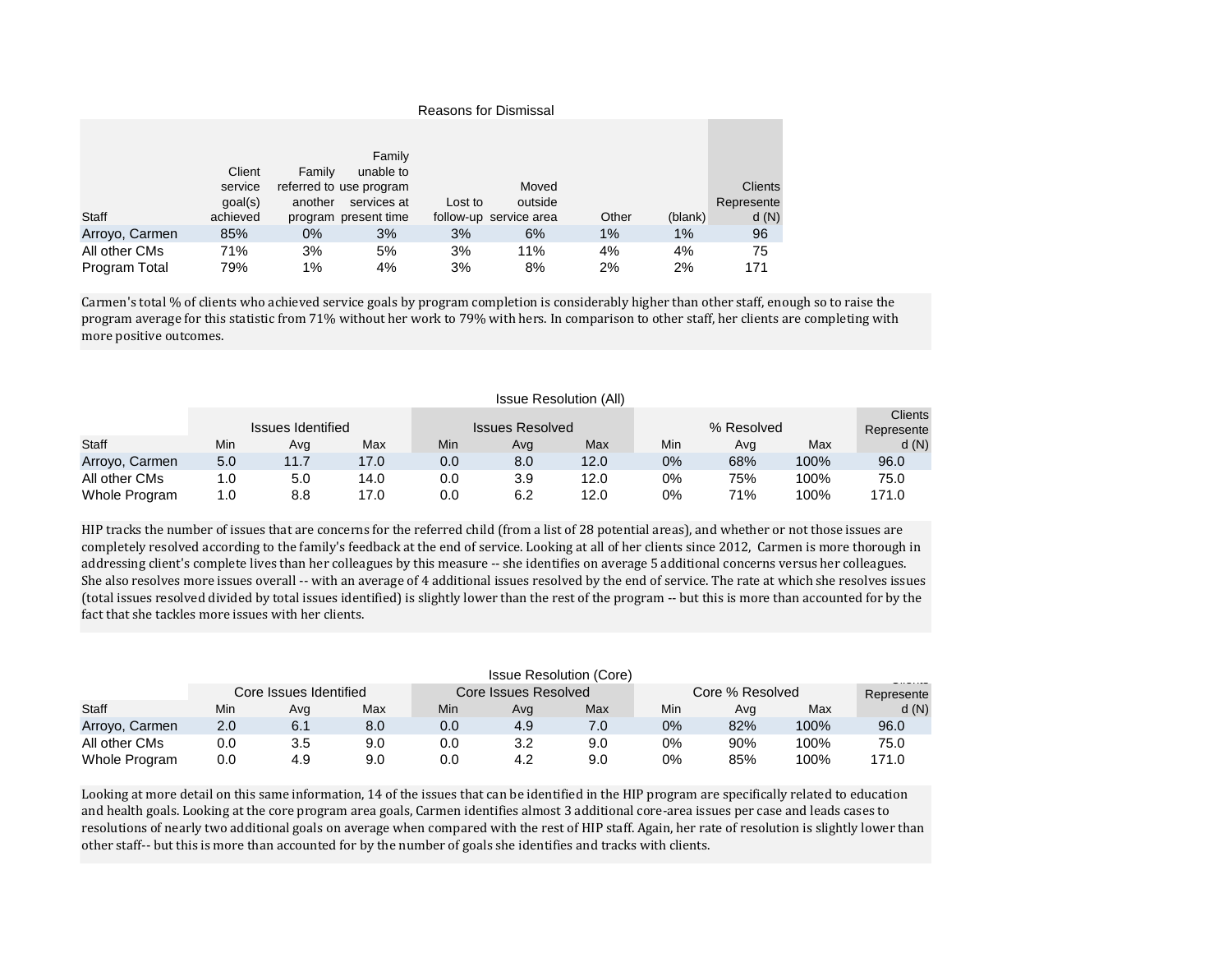## Reasons for Dismissal

| Staff | Client service goal(s) achieved | Family referred to another program | Family unable to use program services at present time | Lost to follow-up | Moved outside service area | Other | (blank) | Clients Represented (N) |
|---|---|---|---|---|---|---|---|---|
| Arroyo, Carmen | 85% | 0% | 3% | 3% | 6% | 1% | 1% | 96 |
| All other CMs | 71% | 3% | 5% | 3% | 11% | 4% | 4% | 75 |
| Program Total | 79% | 1% | 4% | 3% | 8% | 2% | 2% | 171 |

Carmen's total % of clients who achieved service goals by program completion is considerably higher than other staff, enough so to raise the program average for this statistic from 71% without her work to 79% with hers. In comparison to other staff, her clients are completing with more positive outcomes.

## Issue Resolution (All)

| Staff | Issues Identified | | | Issues Resolved | | | % Resolved | | | Clients Represented (N) |
|---|---|---|---|---|---|---|---|---|---|---|
| | Min | Avg | Max | Min | Avg | Max | Min | Avg | Max | |
| Arroyo, Carmen | 5.0 | 11.7 | 17.0 | 0.0 | 8.0 | 12.0 | 0% | 68% | 100% | 96.0 |
| All other CMs | 1.0 | 5.0 | 14.0 | 0.0 | 3.9 | 12.0 | 0% | 75% | 100% | 75.0 |
| Whole Program | 1.0 | 8.8 | 17.0 | 0.0 | 6.2 | 12.0 | 0% | 71% | 100% | 171.0 |

HIP tracks the number of issues that are concerns for the referred child (from a list of 28 potential areas), and whether or not those issues are completely resolved according to the family's feedback at the end of service. Looking at all of her clients since 2012, Carmen is more thorough in addressing client's complete lives than her colleagues by this measure -- she identifies on average 5 additional concerns versus her colleagues. She also resolves more issues overall -- with an average of 4 additional issues resolved by the end of service. The rate at which she resolves issues (total issues resolved divided by total issues identified) is slightly lower than the rest of the program -- but this is more than accounted for by the fact that she tackles more issues with her clients.

## Issue Resolution (Core)

| Staff | Core Issues Identified | | | Core Issues Resolved | | | Core % Resolved | | | Clients Represented (N) |
|---|---|---|---|---|---|---|---|---|---|---|
| | Min | Avg | Max | Min | Avg | Max | Min | Avg | Max | |
| Arroyo, Carmen | 2.0 | 6.1 | 8.0 | 0.0 | 4.9 | 7.0 | 0% | 82% | 100% | 96.0 |
| All other CMs | 0.0 | 3.5 | 9.0 | 0.0 | 3.2 | 9.0 | 0% | 90% | 100% | 75.0 |
| Whole Program | 0.0 | 4.9 | 9.0 | 0.0 | 4.2 | 9.0 | 0% | 85% | 100% | 171.0 |

Looking at more detail on this same information, 14 of the issues that can be identified in the HIP program are specifically related to education and health goals. Looking at the core program area goals, Carmen identifies almost 3 additional core-area issues per case and leads cases to resolutions of nearly two additional goals on average when compared with the rest of HIP staff. Again, her rate of resolution is slightly lower than other staff-- but this is more than accounted for by the number of goals she identifies and tracks with clients.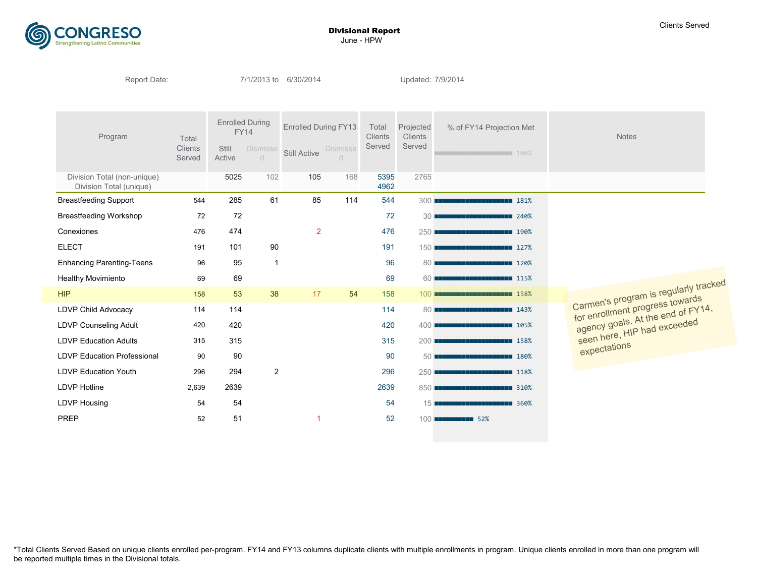CONGRESO
Strengthening Latino Communities

**Divisional Report**
June - HPW

Clients Served

Report Date: 7/1/2013 to 6/30/2014 Updated: 7/9/2014

| Program | Total Clients Served | Enrolled During FY14 | | Enrolled During FY13 | | Total Clients Served | Projected Clients Served | % of FY14 Projection Met | Notes |
|---|---|---|---|---|---|---|---|---|---|
| | | Still Active | Dismissed | Still Active | Dismissed | | | 100% | |
| Division Total (non-unique) Division Total (unique) | | 5025 | 102 | 105 | 168 | 5395 4962 | 2765 | | |
| Breastfeeding Support | 544 | 285 | 61 | 85 | 114 | 544 | 300 | 181% | |
| Breastfeeding Workshop | 72 | 72 | | | | 72 | 30 | 240% | |
| Conexiones | 476 | 474 | | 2 | | 476 | 250 | 190% | |
| ELECT | 191 | 101 | 90 | | | 191 | 150 | 127% | |
| Enhancing Parenting-Teens | 96 | 95 | 1 | | | 96 | 80 | 120% | |
| Healthy Movimiento | 69 | 69 | | | | 69 | 60 | 115% | |
| HIP | 158 | 53 | 38 | 17 | 54 | 158 | 100 | 158% | |
| LDVP Child Advocacy | 114 | 114 | | | | 114 | 80 | 143% | |
| LDVP Counseling Adult | 420 | 420 | | | | 420 | 400 | 105% | |
| LDVP Education Adults | 315 | 315 | | | | 315 | 200 | 158% | |
| LDVP Education Professional | 90 | 90 | | | | 90 | 50 | 180% | |
| LDVP Education Youth | 296 | 294 | 2 | | | 296 | 250 | 118% | |
| LDVP Hotline | 2,639 | 2639 | | | | 2639 | 850 | 310% | |
| LDVP Housing | 54 | 54 | | | | 54 | 15 | 360% | |
| PREP | 52 | 51 | | 1 | | 52 | 100 | 52% | |

Carmen's program is regularly tracked for enrollment progress towards agency goals. At the end of FY14, seen here, HIP had exceeded expectations

*Total Clients Served Based on unique clients enrolled per-program. FY14 and FY13 columns duplicate clients with multiple enrollments in program. Unique clients enrolled in more than one program will be reported multiple times in the Divisional totals.